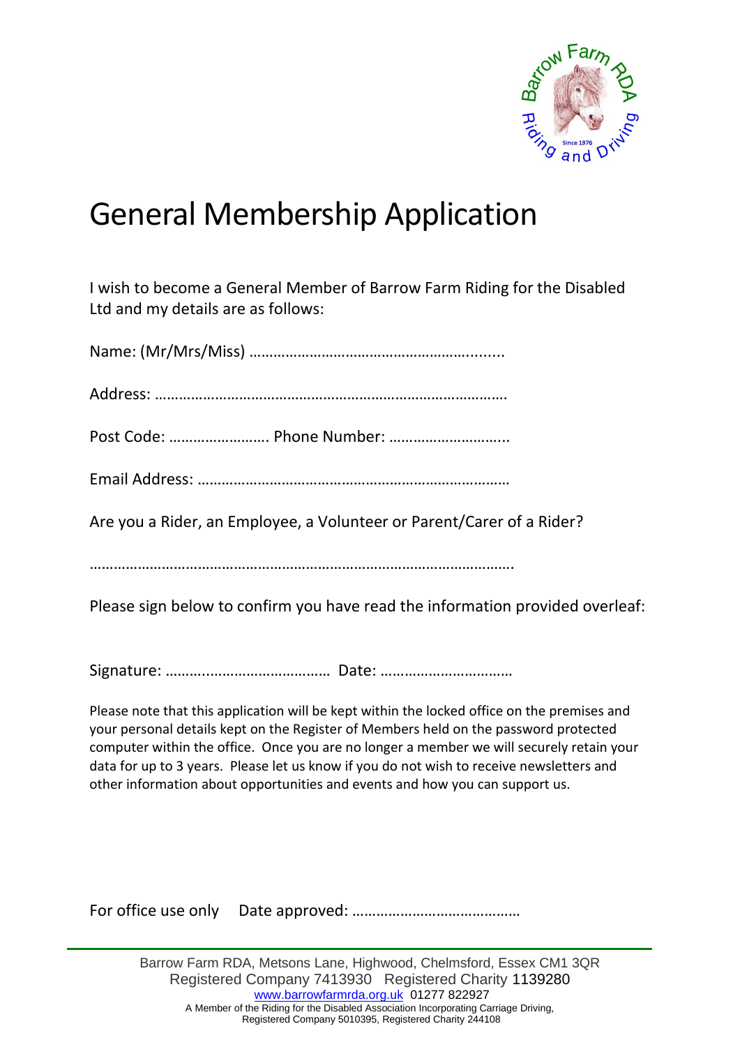Barrow Farm RDA
Riding and Driving
Since 1976

# General Membership Application

I wish to become a General Member of Barrow Farm Riding for the Disabled Ltd and my details are as follows:

Name: (Mr/Mrs/Miss) …………………………………………………..........

Address: ……………………………………………………………………………

Post Code: ……………………. Phone Number: ………………………...

Email Address: ……………………………………………………………………

Are you a Rider, an Employee, a Volunteer or Parent/Carer of a Rider?

…………………………………………………………………………………………….

Please sign below to confirm you have read the information provided overleaf:

Signature: ……..……………………………… Date: ……………………………

Please note that this application will be kept within the locked office on the premises and your personal details kept on the Register of Members held on the password protected computer within the office. Once you are no longer a member we will securely retain your data for up to 3 years. Please let us know if you do not wish to receive newsletters and other information about opportunities and events and how you can support us.

For office use only Date approved: ……………………………………

Barrow Farm RDA, Metsons Lane, Highwood, Chelmsford, Essex CM1 3QR
Registered Company 7413930 Registered Charity 1139280
www.barrowfarmrda.org.uk 01277 822927
A Member of the Riding for the Disabled Association Incorporating Carriage Driving,
Registered Company 5010395, Registered Charity 244108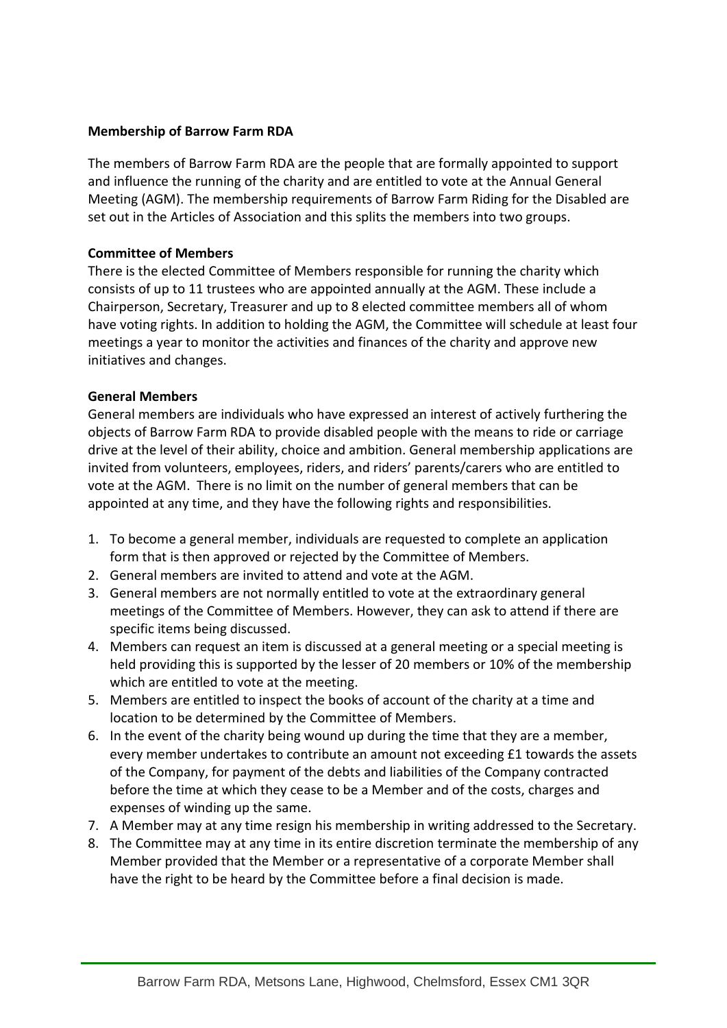**Membership of Barrow Farm RDA**

The members of Barrow Farm RDA are the people that are formally appointed to support and influence the running of the charity and are entitled to vote at the Annual General Meeting (AGM). The membership requirements of Barrow Farm Riding for the Disabled are set out in the Articles of Association and this splits the members into two groups.

**Committee of Members**

There is the elected Committee of Members responsible for running the charity which consists of up to 11 trustees who are appointed annually at the AGM. These include a Chairperson, Secretary, Treasurer and up to 8 elected committee members all of whom have voting rights. In addition to holding the AGM, the Committee will schedule at least four meetings a year to monitor the activities and finances of the charity and approve new initiatives and changes.

**General Members**

General members are individuals who have expressed an interest of actively furthering the objects of Barrow Farm RDA to provide disabled people with the means to ride or carriage drive at the level of their ability, choice and ambition. General membership applications are invited from volunteers, employees, riders, and riders' parents/carers who are entitled to vote at the AGM. There is no limit on the number of general members that can be appointed at any time, and they have the following rights and responsibilities.

1. To become a general member, individuals are requested to complete an application form that is then approved or rejected by the Committee of Members.
2. General members are invited to attend and vote at the AGM.
3. General members are not normally entitled to vote at the extraordinary general meetings of the Committee of Members. However, they can ask to attend if there are specific items being discussed.
4. Members can request an item is discussed at a general meeting or a special meeting is held providing this is supported by the lesser of 20 members or 10% of the membership which are entitled to vote at the meeting.
5. Members are entitled to inspect the books of account of the charity at a time and location to be determined by the Committee of Members.
6. In the event of the charity being wound up during the time that they are a member, every member undertakes to contribute an amount not exceeding £1 towards the assets of the Company, for payment of the debts and liabilities of the Company contracted before the time at which they cease to be a Member and of the costs, charges and expenses of winding up the same.
7. A Member may at any time resign his membership in writing addressed to the Secretary.
8. The Committee may at any time in its entire discretion terminate the membership of any Member provided that the Member or a representative of a corporate Member shall have the right to be heard by the Committee before a final decision is made.